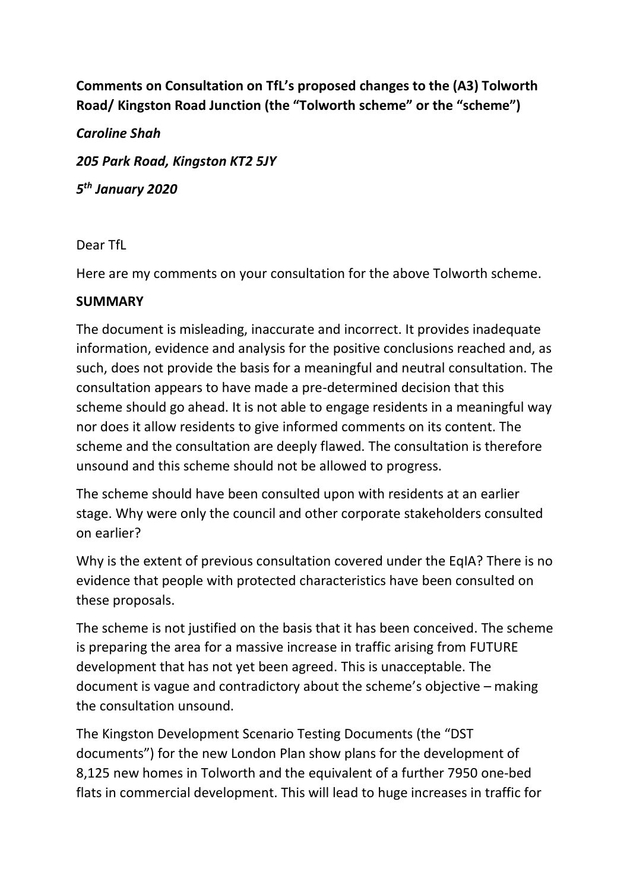**Comments on Consultation on TfL's proposed changes to the (A3) Tolworth Road/ Kingston Road Junction (the "Tolworth scheme" or the "scheme")**

***Caroline Shah***

***205 Park Road, Kingston KT2 5JY***

***5th January 2020***

Dear TfL

Here are my comments on your consultation for the above Tolworth scheme.

**SUMMARY**

The document is misleading, inaccurate and incorrect. It provides inadequate information, evidence and analysis for the positive conclusions reached and, as such, does not provide the basis for a meaningful and neutral consultation. The consultation appears to have made a pre-determined decision that this scheme should go ahead. It is not able to engage residents in a meaningful way nor does it allow residents to give informed comments on its content. The scheme and the consultation are deeply flawed. The consultation is therefore unsound and this scheme should not be allowed to progress.

The scheme should have been consulted upon with residents at an earlier stage. Why were only the council and other corporate stakeholders consulted on earlier?

Why is the extent of previous consultation covered under the EqIA? There is no evidence that people with protected characteristics have been consulted on these proposals.

The scheme is not justified on the basis that it has been conceived. The scheme is preparing the area for a massive increase in traffic arising from FUTURE development that has not yet been agreed. This is unacceptable. The document is vague and contradictory about the scheme's objective – making the consultation unsound.

The Kingston Development Scenario Testing Documents (the "DST documents") for the new London Plan show plans for the development of 8,125 new homes in Tolworth and the equivalent of a further 7950 one-bed flats in commercial development. This will lead to huge increases in traffic for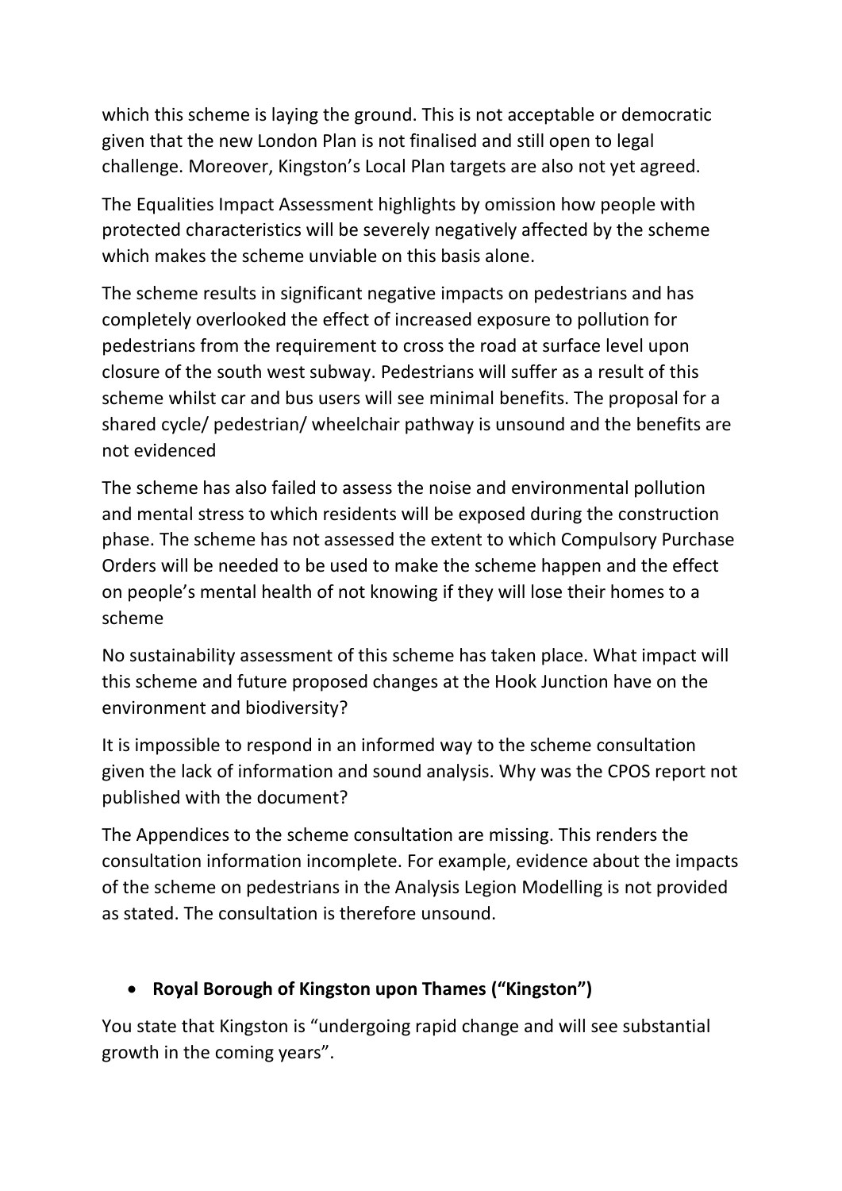which this scheme is laying the ground. This is not acceptable or democratic given that the new London Plan is not finalised and still open to legal challenge. Moreover, Kingston's Local Plan targets are also not yet agreed.

The Equalities Impact Assessment highlights by omission how people with protected characteristics will be severely negatively affected by the scheme which makes the scheme unviable on this basis alone.

The scheme results in significant negative impacts on pedestrians and has completely overlooked the effect of increased exposure to pollution for pedestrians from the requirement to cross the road at surface level upon closure of the south west subway. Pedestrians will suffer as a result of this scheme whilst car and bus users will see minimal benefits. The proposal for a shared cycle/ pedestrian/ wheelchair pathway is unsound and the benefits are not evidenced

The scheme has also failed to assess the noise and environmental pollution and mental stress to which residents will be exposed during the construction phase. The scheme has not assessed the extent to which Compulsory Purchase Orders will be needed to be used to make the scheme happen and the effect on people's mental health of not knowing if they will lose their homes to a scheme

No sustainability assessment of this scheme has taken place. What impact will this scheme and future proposed changes at the Hook Junction have on the environment and biodiversity?

It is impossible to respond in an informed way to the scheme consultation given the lack of information and sound analysis. Why was the CPOS report not published with the document?

The Appendices to the scheme consultation are missing. This renders the consultation information incomplete. For example, evidence about the impacts of the scheme on pedestrians in the Analysis Legion Modelling is not provided as stated. The consultation is therefore unsound.

- **Royal Borough of Kingston upon Thames ("Kingston")**

You state that Kingston is "undergoing rapid change and will see substantial growth in the coming years".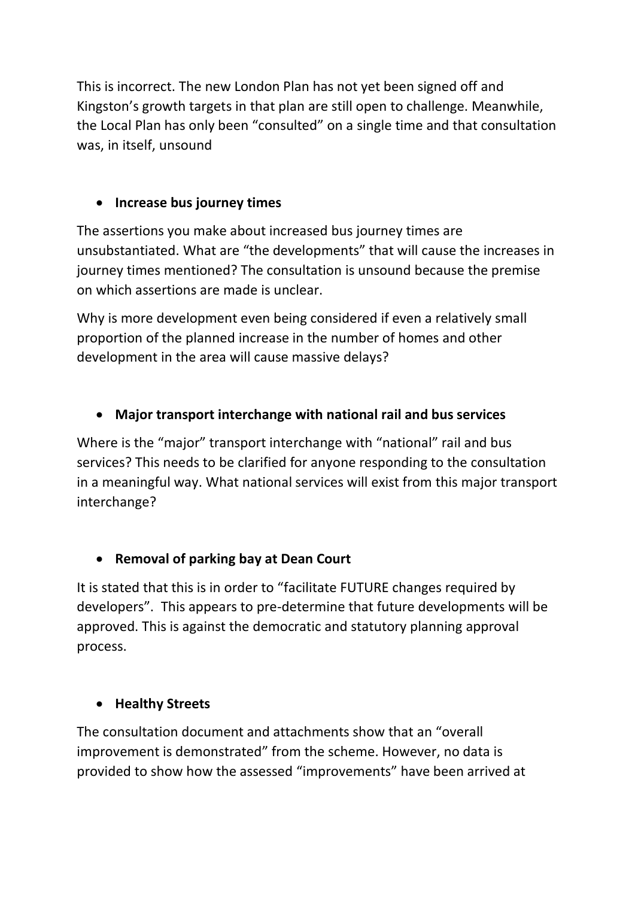This is incorrect. The new London Plan has not yet been signed off and Kingston's growth targets in that plan are still open to challenge. Meanwhile, the Local Plan has only been "consulted" on a single time and that consultation was, in itself, unsound

- **Increase bus journey times**

The assertions you make about increased bus journey times are unsubstantiated. What are "the developments" that will cause the increases in journey times mentioned? The consultation is unsound because the premise on which assertions are made is unclear.

Why is more development even being considered if even a relatively small proportion of the planned increase in the number of homes and other development in the area will cause massive delays?

- **Major transport interchange with national rail and bus services**

Where is the "major" transport interchange with "national" rail and bus services? This needs to be clarified for anyone responding to the consultation in a meaningful way. What national services will exist from this major transport interchange?

- **Removal of parking bay at Dean Court**

It is stated that this is in order to "facilitate FUTURE changes required by developers". This appears to pre-determine that future developments will be approved. This is against the democratic and statutory planning approval process.

- **Healthy Streets**

The consultation document and attachments show that an "overall improvement is demonstrated" from the scheme. However, no data is provided to show how the assessed "improvements" have been arrived at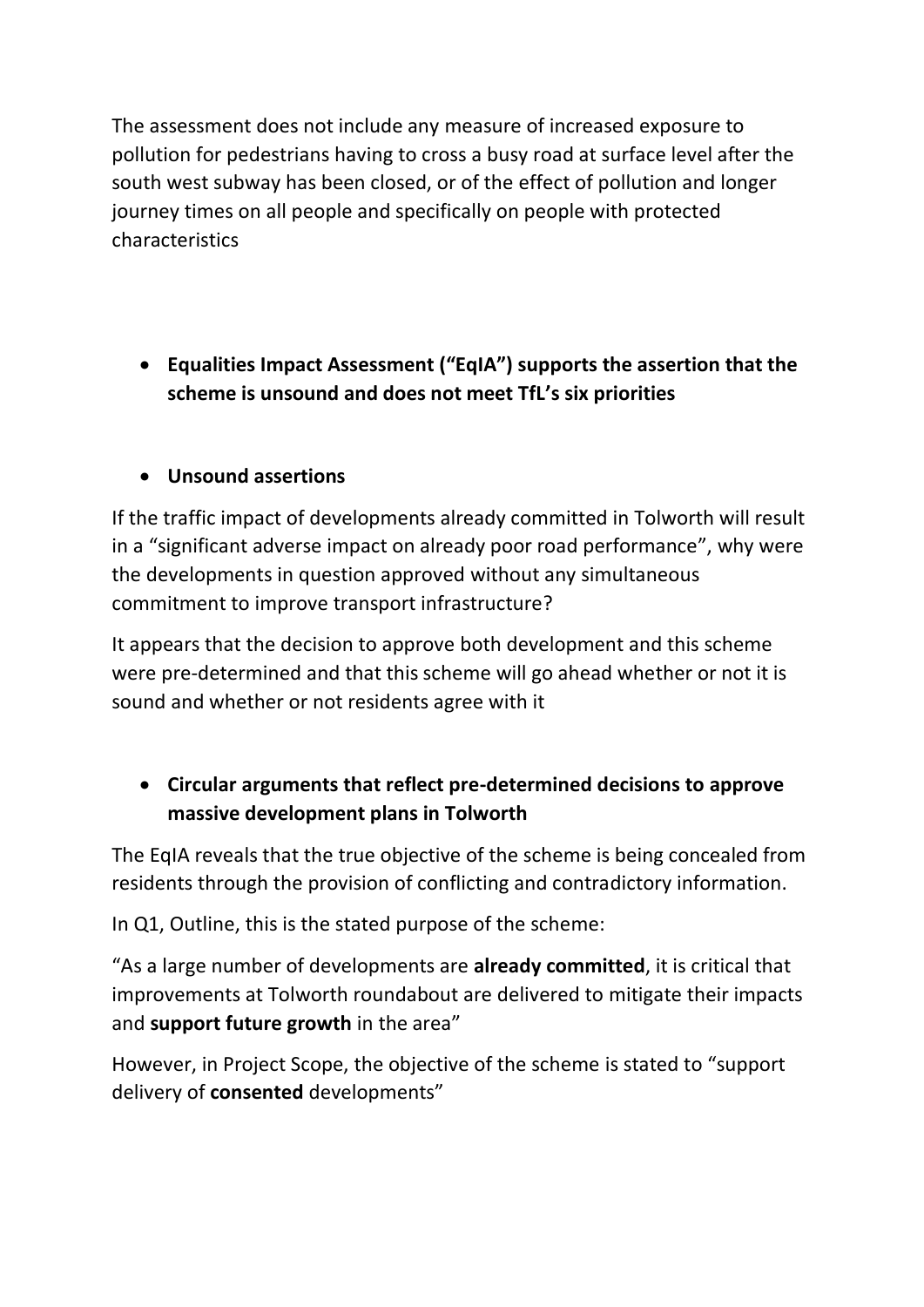The assessment does not include any measure of increased exposure to pollution for pedestrians having to cross a busy road at surface level after the south west subway has been closed, or of the effect of pollution and longer journey times on all people and specifically on people with protected characteristics

- **Equalities Impact Assessment ("EqIA") supports the assertion that the scheme is unsound and does not meet TfL's six priorities**

- **Unsound assertions**

If the traffic impact of developments already committed in Tolworth will result in a "significant adverse impact on already poor road performance", why were the developments in question approved without any simultaneous commitment to improve transport infrastructure?

It appears that the decision to approve both development and this scheme were pre-determined and that this scheme will go ahead whether or not it is sound and whether or not residents agree with it

- **Circular arguments that reflect pre-determined decisions to approve massive development plans in Tolworth**

The EqIA reveals that the true objective of the scheme is being concealed from residents through the provision of conflicting and contradictory information.

In Q1, Outline, this is the stated purpose of the scheme:

"As a large number of developments are **already committed**, it is critical that improvements at Tolworth roundabout are delivered to mitigate their impacts and **support future growth** in the area"

However, in Project Scope, the objective of the scheme is stated to "support delivery of **consented** developments"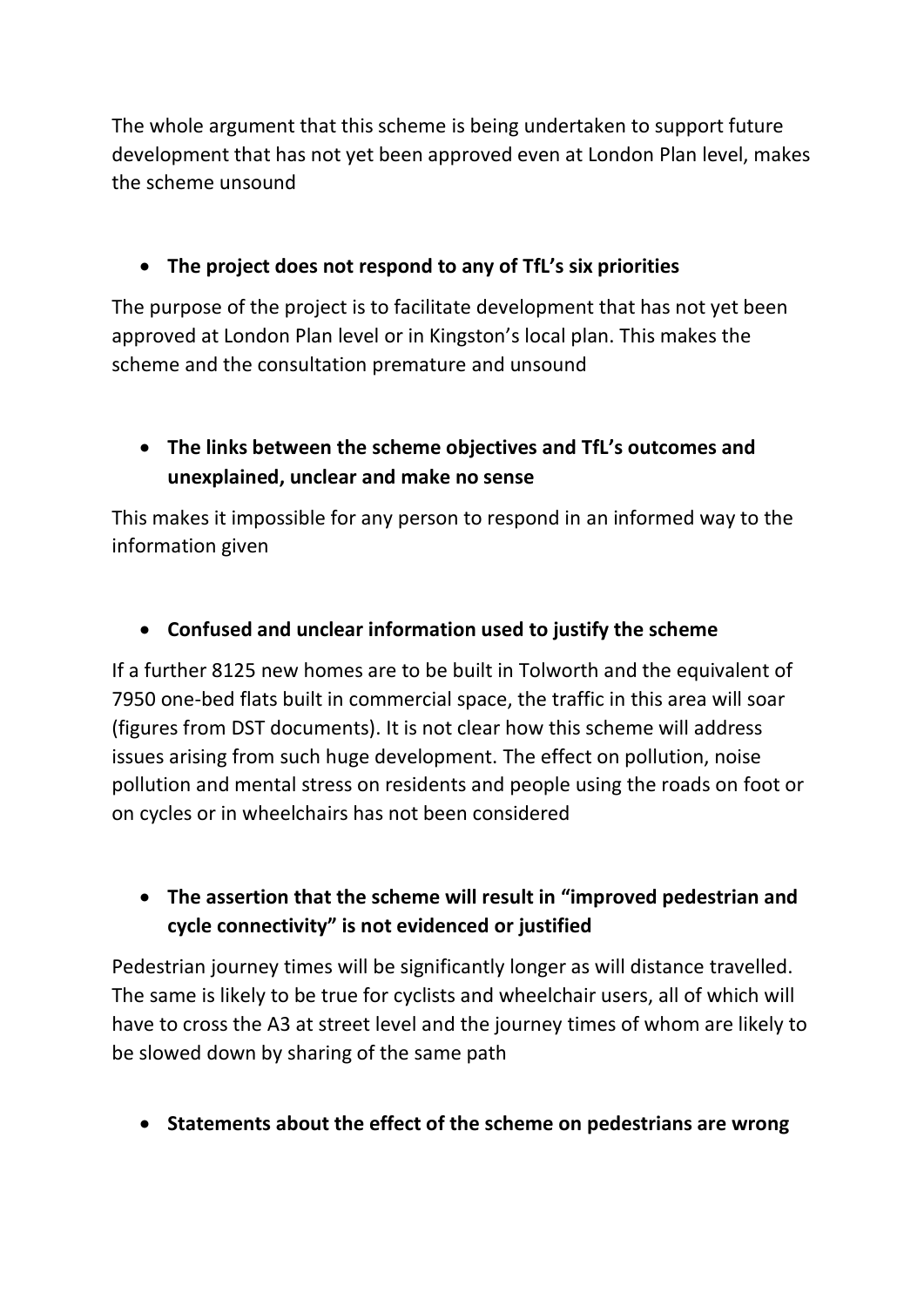The whole argument that this scheme is being undertaken to support future development that has not yet been approved even at London Plan level, makes the scheme unsound

- **The project does not respond to any of TfL's six priorities**

The purpose of the project is to facilitate development that has not yet been approved at London Plan level or in Kingston's local plan. This makes the scheme and the consultation premature and unsound

- **The links between the scheme objectives and TfL's outcomes and unexplained, unclear and make no sense**

This makes it impossible for any person to respond in an informed way to the information given

- **Confused and unclear information used to justify the scheme**

If a further 8125 new homes are to be built in Tolworth and the equivalent of 7950 one-bed flats built in commercial space, the traffic in this area will soar (figures from DST documents). It is not clear how this scheme will address issues arising from such huge development. The effect on pollution, noise pollution and mental stress on residents and people using the roads on foot or on cycles or in wheelchairs has not been considered

- **The assertion that the scheme will result in "improved pedestrian and cycle connectivity" is not evidenced or justified**

Pedestrian journey times will be significantly longer as will distance travelled. The same is likely to be true for cyclists and wheelchair users, all of which will have to cross the A3 at street level and the journey times of whom are likely to be slowed down by sharing of the same path

- **Statements about the effect of the scheme on pedestrians are wrong**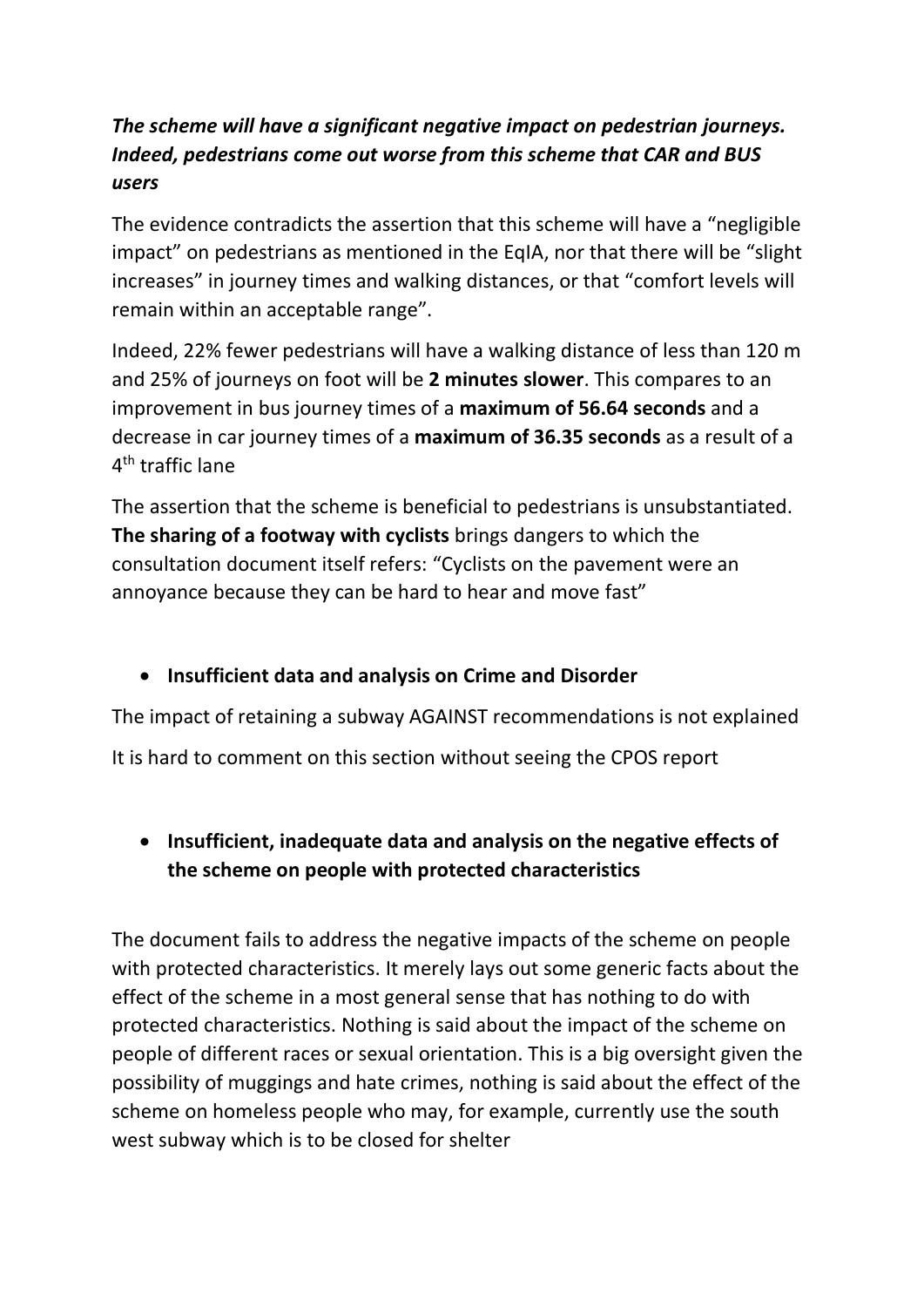***The scheme will have a significant negative impact on pedestrian journeys. Indeed, pedestrians come out worse from this scheme that CAR and BUS users***

The evidence contradicts the assertion that this scheme will have a "negligible impact" on pedestrians as mentioned in the EqIA, nor that there will be "slight increases" in journey times and walking distances, or that "comfort levels will remain within an acceptable range".

Indeed, 22% fewer pedestrians will have a walking distance of less than 120 m and 25% of journeys on foot will be **2 minutes slower**. This compares to an improvement in bus journey times of a **maximum of 56.64 seconds** and a decrease in car journey times of a **maximum of 36.35 seconds** as a result of a 4th traffic lane

The assertion that the scheme is beneficial to pedestrians is unsubstantiated. **The sharing of a footway with cyclists** brings dangers to which the consultation document itself refers: "Cyclists on the pavement were an annoyance because they can be hard to hear and move fast"

- **Insufficient data and analysis on Crime and Disorder**

The impact of retaining a subway AGAINST recommendations is not explained

It is hard to comment on this section without seeing the CPOS report

- **Insufficient, inadequate data and analysis on the negative effects of the scheme on people with protected characteristics**

The document fails to address the negative impacts of the scheme on people with protected characteristics. It merely lays out some generic facts about the effect of the scheme in a most general sense that has nothing to do with protected characteristics. Nothing is said about the impact of the scheme on people of different races or sexual orientation. This is a big oversight given the possibility of muggings and hate crimes, nothing is said about the effect of the scheme on homeless people who may, for example, currently use the south west subway which is to be closed for shelter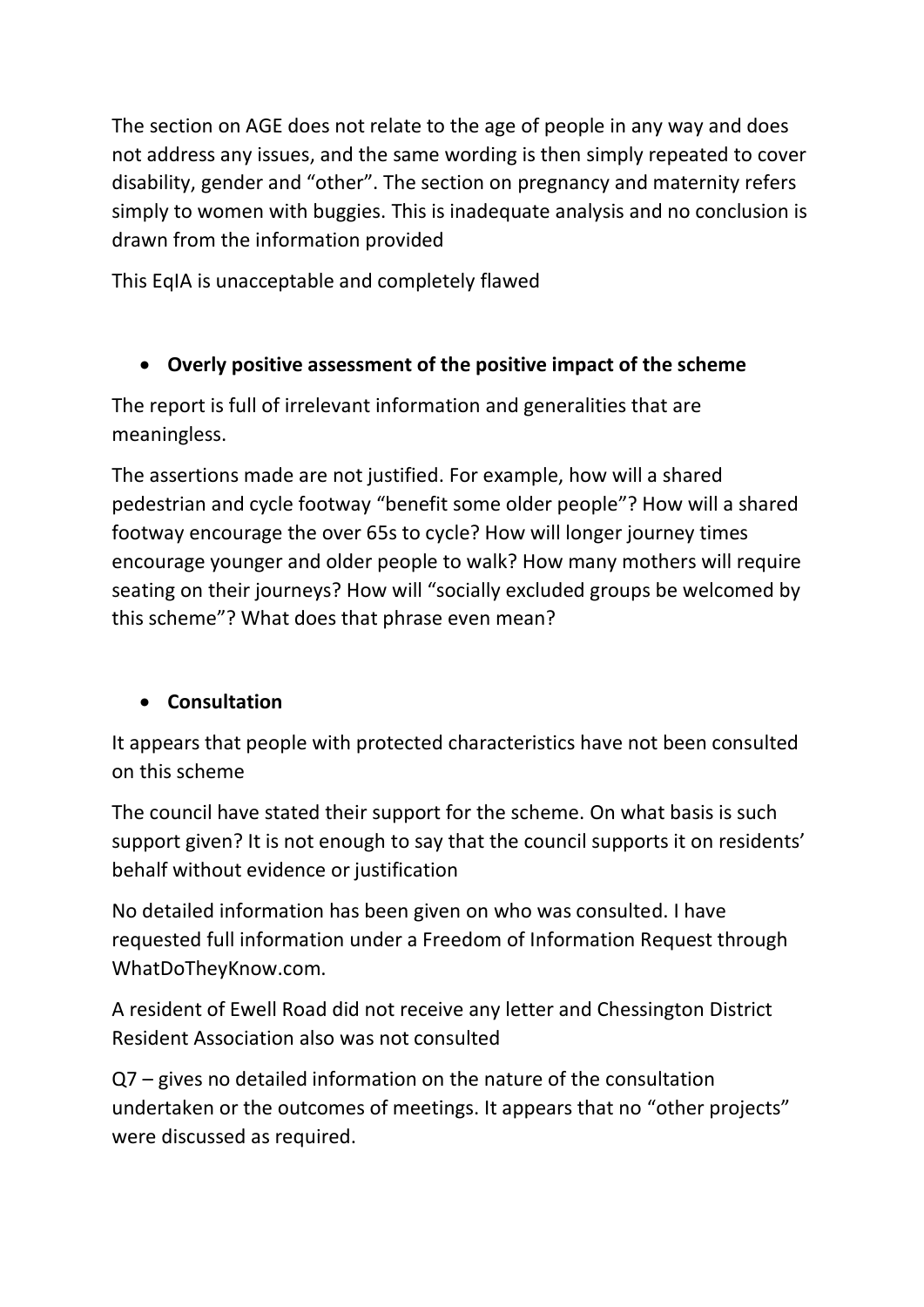The section on AGE does not relate to the age of people in any way and does not address any issues, and the same wording is then simply repeated to cover disability, gender and "other". The section on pregnancy and maternity refers simply to women with buggies. This is inadequate analysis and no conclusion is drawn from the information provided

This EqIA is unacceptable and completely flawed

- **Overly positive assessment of the positive impact of the scheme**

The report is full of irrelevant information and generalities that are meaningless.

The assertions made are not justified. For example, how will a shared pedestrian and cycle footway "benefit some older people"? How will a shared footway encourage the over 65s to cycle? How will longer journey times encourage younger and older people to walk? How many mothers will require seating on their journeys? How will "socially excluded groups be welcomed by this scheme"? What does that phrase even mean?

- **Consultation**

It appears that people with protected characteristics have not been consulted on this scheme

The council have stated their support for the scheme. On what basis is such support given? It is not enough to say that the council supports it on residents' behalf without evidence or justification

No detailed information has been given on who was consulted. I have requested full information under a Freedom of Information Request through WhatDoTheyKnow.com.

A resident of Ewell Road did not receive any letter and Chessington District Resident Association also was not consulted

Q7 – gives no detailed information on the nature of the consultation undertaken or the outcomes of meetings. It appears that no "other projects" were discussed as required.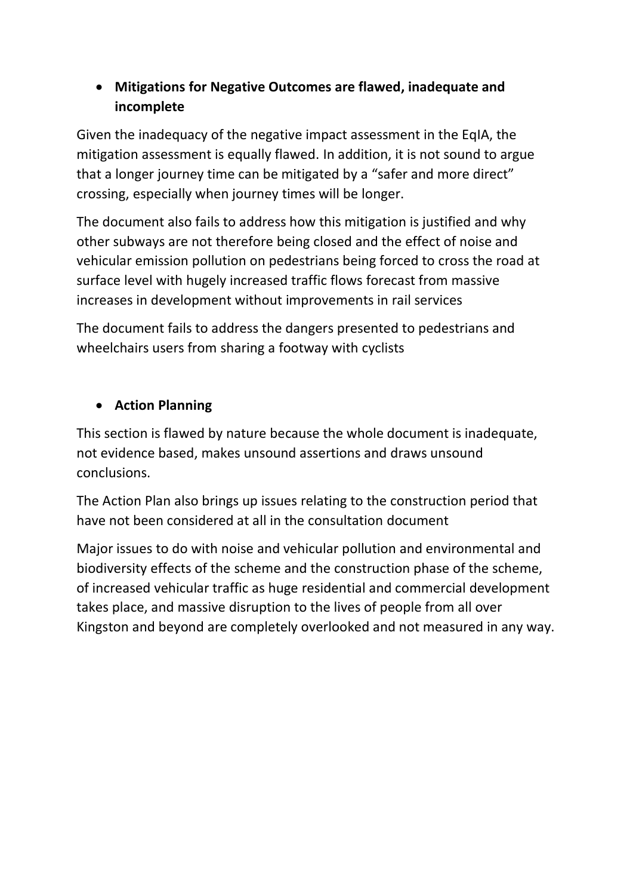- **Mitigations for Negative Outcomes are flawed, inadequate and incomplete**

Given the inadequacy of the negative impact assessment in the EqIA, the mitigation assessment is equally flawed. In addition, it is not sound to argue that a longer journey time can be mitigated by a "safer and more direct" crossing, especially when journey times will be longer.

The document also fails to address how this mitigation is justified and why other subways are not therefore being closed and the effect of noise and vehicular emission pollution on pedestrians being forced to cross the road at surface level with hugely increased traffic flows forecast from massive increases in development without improvements in rail services

The document fails to address the dangers presented to pedestrians and wheelchairs users from sharing a footway with cyclists

- **Action Planning**

This section is flawed by nature because the whole document is inadequate, not evidence based, makes unsound assertions and draws unsound conclusions.

The Action Plan also brings up issues relating to the construction period that have not been considered at all in the consultation document

Major issues to do with noise and vehicular pollution and environmental and biodiversity effects of the scheme and the construction phase of the scheme, of increased vehicular traffic as huge residential and commercial development takes place, and massive disruption to the lives of people from all over Kingston and beyond are completely overlooked and not measured in any way.